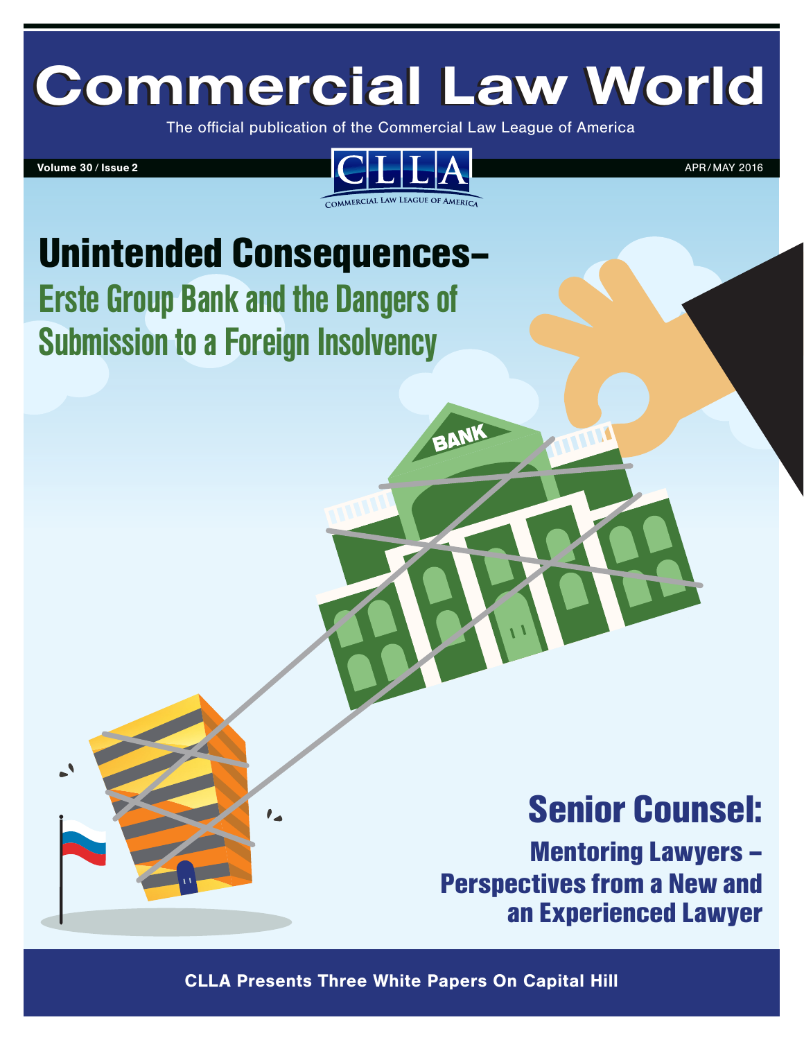# Commercial Law World

The official publication of the Commercial Law League of America

**Volume 30 / Issue 2** APR / MAY 2016

CLLA
COMMERCIAL LAW LEAGUE OF AMERICA

## Unintended Consequences–

### Erste Group Bank and the Dangers of Submission to a Foreign Insolvency

## Senior Counsel:

### Mentoring Lawyers – Perspectives from a New and an Experienced Lawyer

**CLLA Presents Three White Papers On Capital Hill**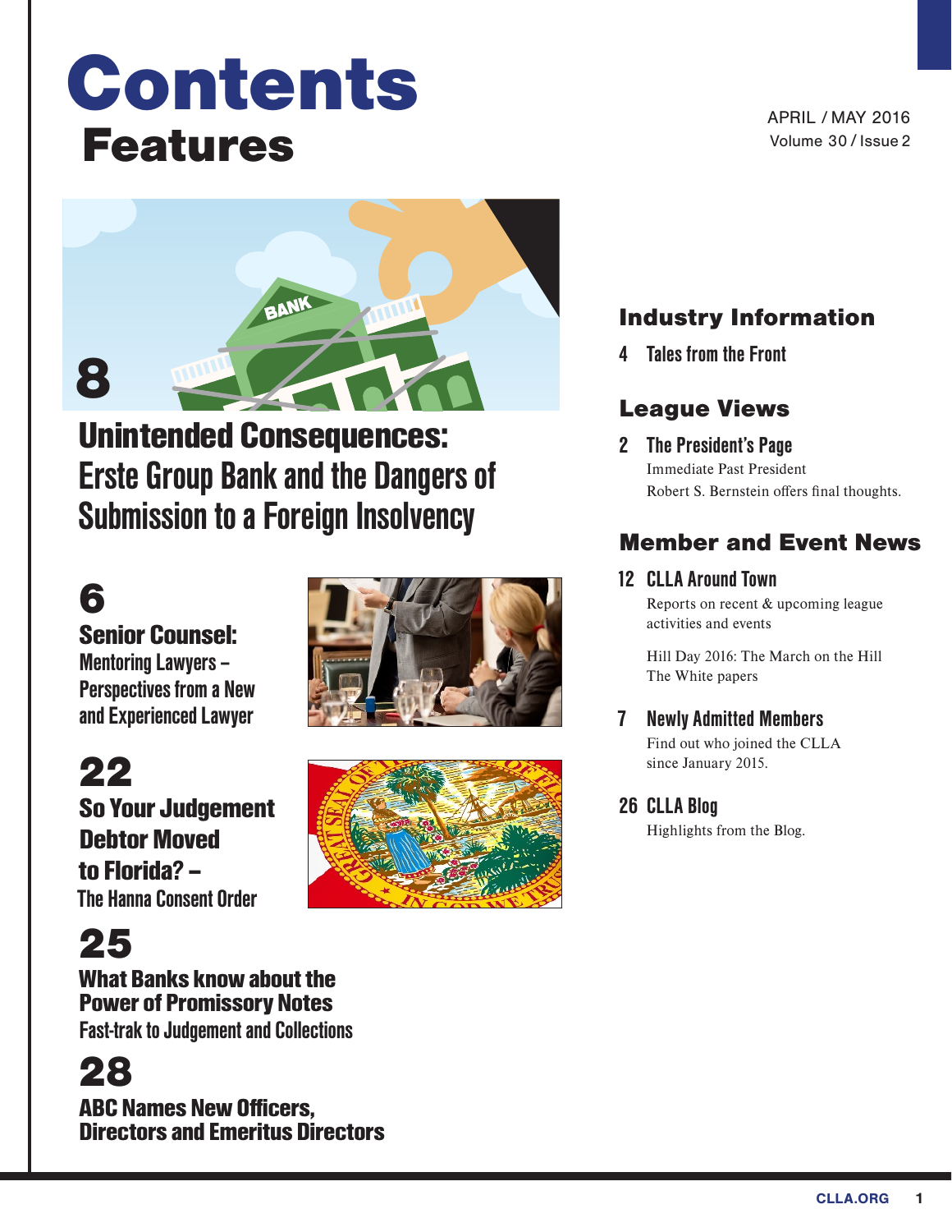# Contents

## Features

APRIL / MAY 2016
Volume 30 / Issue 2

### 8

**Unintended Consequences:** Erste Group Bank and the Dangers of Submission to a Foreign Insolvency

### 6

**Senior Counsel:** Mentoring Lawyers – Perspectives from a New and Experienced Lawyer

### 22

**So Your Judgement Debtor Moved to Florida? –** The Hanna Consent Order

### 25

**What Banks know about the Power of Promissory Notes**
Fast-trak to Judgement and Collections

### 28

**ABC Names New Officers, Directors and Emeritus Directors**

## Industry Information

**4 Tales from the Front**

## League Views

**2 The President's Page**
Immediate Past President
Robert S. Bernstein offers final thoughts.

## Member and Event News

**12 CLLA Around Town**
Reports on recent & upcoming league activities and events

Hill Day 2016: The March on the Hill
The White papers

**7 Newly Admitted Members**
Find out who joined the CLLA since January 2015.

**26 CLLA Blog**
Highlights from the Blog.